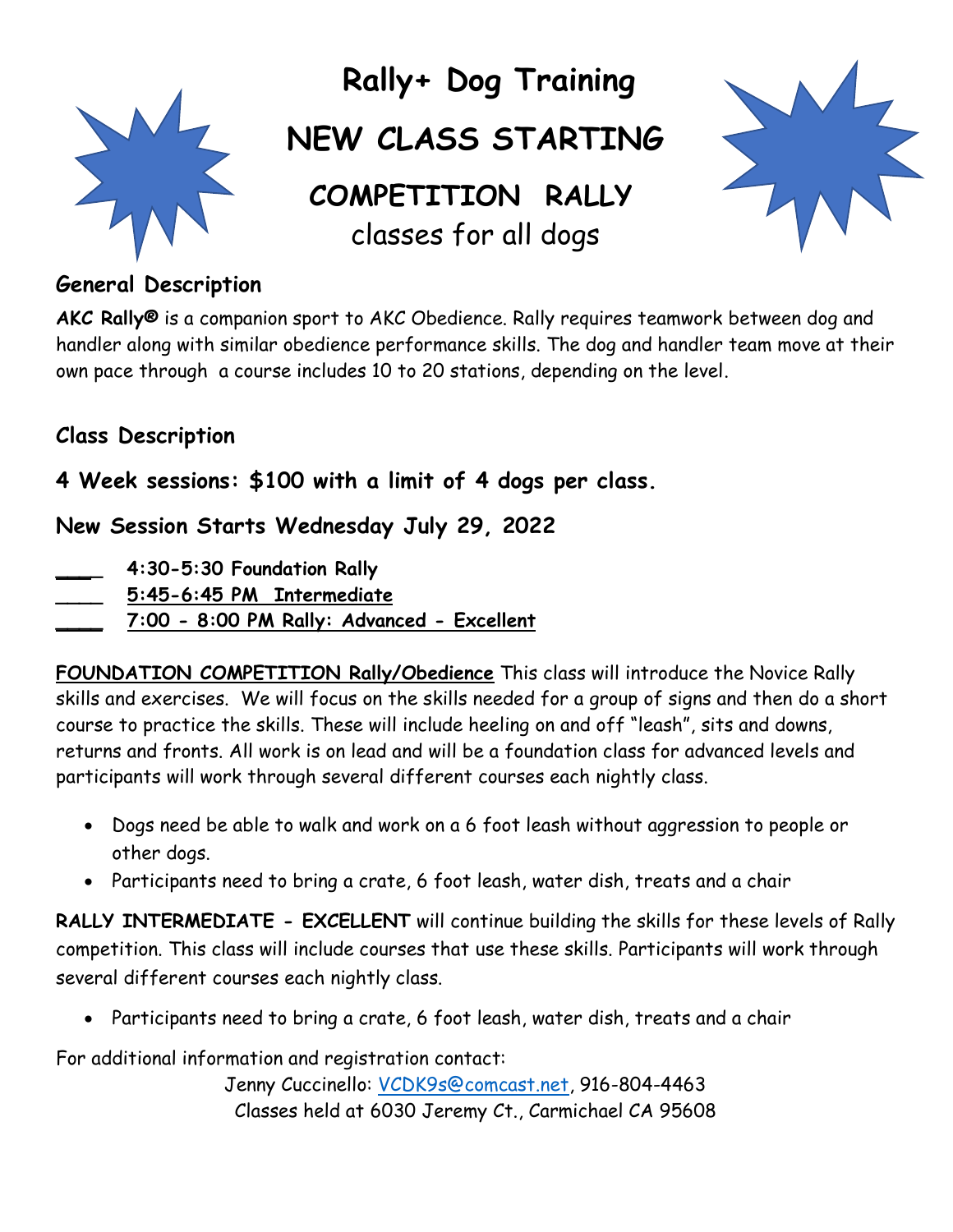# Rally+ Dog Training

# NEW CLASS STARTING

## COMPETITION RALLY

classes for all dogs

### General Description

**AKC Rally®** is a companion sport to AKC Obedience. Rally requires teamwork between dog and handler along with similar obedience performance skills. The dog and handler team move at their own pace through a course includes 10 to 20 stations, depending on the level.

### Class Description

**4 Week sessions: $100 with a limit of 4 dogs per class.**

**New Session Starts Wednesday July 29, 2022**

- ____ **4:30-5:30 Foundation Rally**
- ____ **5:45-6:45 PM Intermediate**
- ____ **7:00 - 8:00 PM Rally: Advanced - Excellent**

**FOUNDATION COMPETITION Rally/Obedience** This class will introduce the Novice Rally skills and exercises. We will focus on the skills needed for a group of signs and then do a short course to practice the skills. These will include heeling on and off "leash", sits and downs, returns and fronts. All work is on lead and will be a foundation class for advanced levels and participants will work through several different courses each nightly class.

- Dogs need be able to walk and work on a 6 foot leash without aggression to people or other dogs.
- Participants need to bring a crate, 6 foot leash, water dish, treats and a chair

**RALLY INTERMEDIATE - EXCELLENT** will continue building the skills for these levels of Rally competition. This class will include courses that use these skills. Participants will work through several different courses each nightly class.

- Participants need to bring a crate, 6 foot leash, water dish, treats and a chair

For additional information and registration contact:

Jenny Cuccinello: VCDK9s@comcast.net, 916-804-4463
Classes held at 6030 Jeremy Ct., Carmichael CA 95608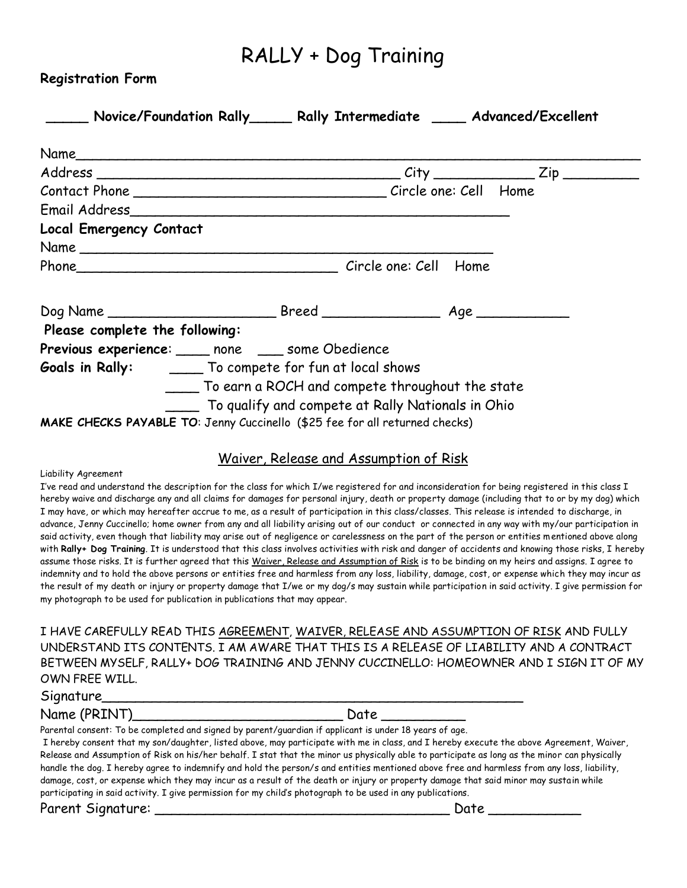# RALLY + Dog Training

**Registration Form**

**_____ Novice/Foundation Rally_____ Rally Intermediate ____ Advanced/Excellent**

Name_______________________________________________________________________

Address _____________________________________ City ____________ Zip _________

Contact Phone ______________________________ Circle one: Cell Home

Email Address_____________________________________________

**Local Emergency Contact**

Name ______________________________________________

Phone_______________________________ Circle one: Cell Home

Dog Name ____________________ Breed ______________ Age ___________

**Please complete the following:**

**Previous experience**: ____ none ___ some Obedience

**Goals in Rally:** ____ To compete for fun at local shows

____ To earn a ROCH and compete throughout the state

____ To qualify and compete at Rally Nationals in Ohio

**MAKE CHECKS PAYABLE TO**: Jenny Cuccinello ($25 fee for all returned checks)

## Waiver, Release and Assumption of Risk

Liability Agreement

I've read and understand the description for the class for which I/we registered for and inconsideration for being registered in this class I hereby waive and discharge any and all claims for damages for personal injury, death or property damage (including that to or by my dog) which I may have, or which may hereafter accrue to me, as a result of participation in this class/classes. This release is intended to discharge, in advance, Jenny Cuccinello; home owner from any and all liability arising out of our conduct or connected in any way with my/our participation in said activity, even though that liability may arise out of negligence or carelessness on the part of the person or entities mentioned above along with **Rally+ Dog Training**. It is understood that this class involves activities with risk and danger of accidents and knowing those risks, I hereby assume those risks. It is further agreed that this Waiver, Release and Assumption of Risk is to be binding on my heirs and assigns. I agree to indemnity and to hold the above persons or entities free and harmless from any loss, liability, damage, cost, or expense which they may incur as the result of my death or injury or property damage that I/we or my dog/s may sustain while participation in said activity. I give permission for my photograph to be used for publication in publications that may appear.

I HAVE CAREFULLY READ THIS AGREEMENT, WAIVER, RELEASE AND ASSUMPTION OF RISK AND FULLY UNDERSTAND ITS CONTENTS. I AM AWARE THAT THIS IS A RELEASE OF LIABILITY AND A CONTRACT BETWEEN MYSELF, RALLY+ DOG TRAINING AND JENNY CUCCINELLO: HOMEOWNER AND I SIGN IT OF MY OWN FREE WILL.

Signature_____________________________________________________

Name (PRINT)__________________________ Date __________

Parental consent: To be completed and signed by parent/guardian if applicant is under 18 years of age.

I hereby consent that my son/daughter, listed above, may participate with me in class, and I hereby execute the above Agreement, Waiver, Release and Assumption of Risk on his/her behalf. I stat that the minor us physically able to participate as long as the minor can physically handle the dog. I hereby agree to indemnify and hold the person/s and entities mentioned above free and harmless from any loss, liability, damage, cost, or expense which they may incur as a result of the death or injury or property damage that said minor may sustain while participating in said activity. I give permission for my child's photograph to be used in any publications.

Parent Signature: ____________________________________ Date ___________